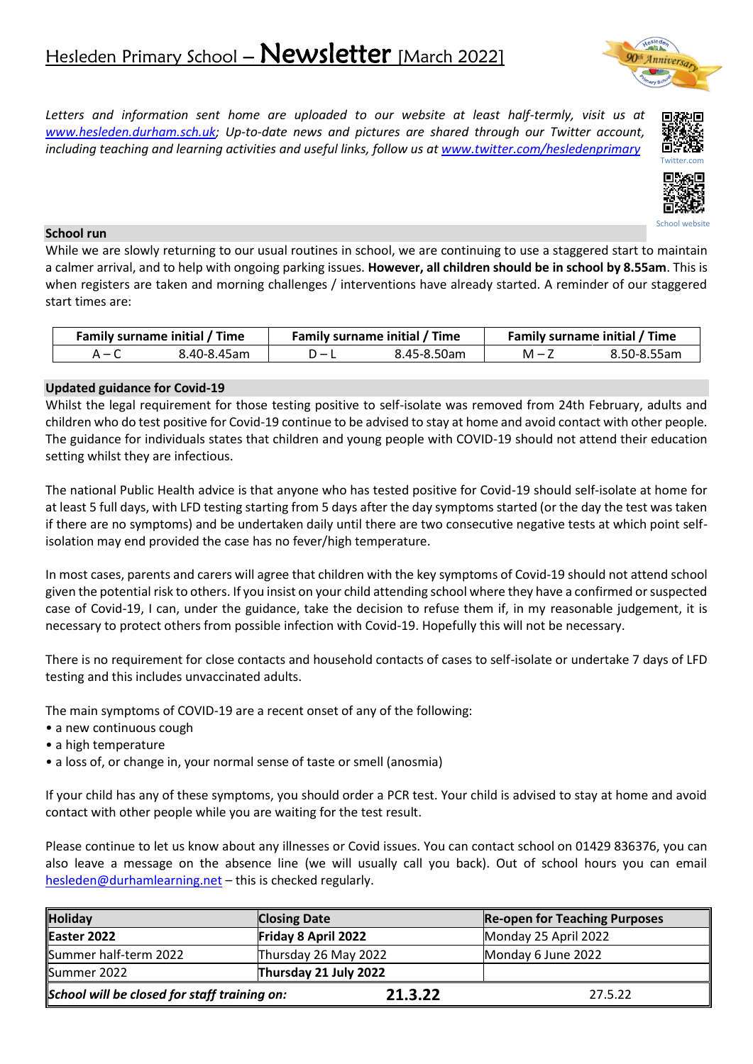# Hesleden Primary School – Newsletter [March 2022]

*Letters and information sent home are uploaded to our website at least half-termly, visit us at www.hesleden.durham.sch.uk; Up-to-date news and pictures are shared through our Twitter account, including teaching and learning activities and useful links, follow us at www.twitter.com/hesledenprimary*

Twitter.com

School website

**School run**

While we are slowly returning to our usual routines in school, we are continuing to use a staggered start to maintain a calmer arrival, and to help with ongoing parking issues. **However, all children should be in school by 8.55am**. This is when registers are taken and morning challenges / interventions have already started. A reminder of our staggered start times are:

| Family surname initial / Time | | Family surname initial / Time | | Family surname initial / Time | |
|---|---|---|---|---|---|
| A – C | 8.40-8.45am | D – L | 8.45-8.50am | M – Z | 8.50-8.55am |

**Updated guidance for Covid-19**

Whilst the legal requirement for those testing positive to self-isolate was removed from 24th February, adults and children who do test positive for Covid-19 continue to be advised to stay at home and avoid contact with other people. The guidance for individuals states that children and young people with COVID-19 should not attend their education setting whilst they are infectious.

The national Public Health advice is that anyone who has tested positive for Covid-19 should self-isolate at home for at least 5 full days, with LFD testing starting from 5 days after the day symptoms started (or the day the test was taken if there are no symptoms) and be undertaken daily until there are two consecutive negative tests at which point self-isolation may end provided the case has no fever/high temperature.

In most cases, parents and carers will agree that children with the key symptoms of Covid-19 should not attend school given the potential risk to others. If you insist on your child attending school where they have a confirmed or suspected case of Covid-19, I can, under the guidance, take the decision to refuse them if, in my reasonable judgement, it is necessary to protect others from possible infection with Covid-19. Hopefully this will not be necessary.

There is no requirement for close contacts and household contacts of cases to self-isolate or undertake 7 days of LFD testing and this includes unvaccinated adults.

The main symptoms of COVID-19 are a recent onset of any of the following:

- a new continuous cough
- a high temperature
- a loss of, or change in, your normal sense of taste or smell (anosmia)

If your child has any of these symptoms, you should order a PCR test. Your child is advised to stay at home and avoid contact with other people while you are waiting for the test result.

Please continue to let us know about any illnesses or Covid issues. You can contact school on 01429 836376, you can also leave a message on the absence line (we will usually call you back). Out of school hours you can email hesleden@durhamlearning.net – this is checked regularly.

| **Holiday** | **Closing Date** | **Re-open for Teaching Purposes** |
|---|---|---|
| **Easter 2022** | **Friday 8 April 2022** | Monday 25 April 2022 |
| Summer half-term 2022 | Thursday 26 May 2022 | Monday 6 June 2022 |
| Summer 2022 | **Thursday 21 July 2022** | |
| ***School will be closed for staff training on:*** | **21.3.22** | 27.5.22 |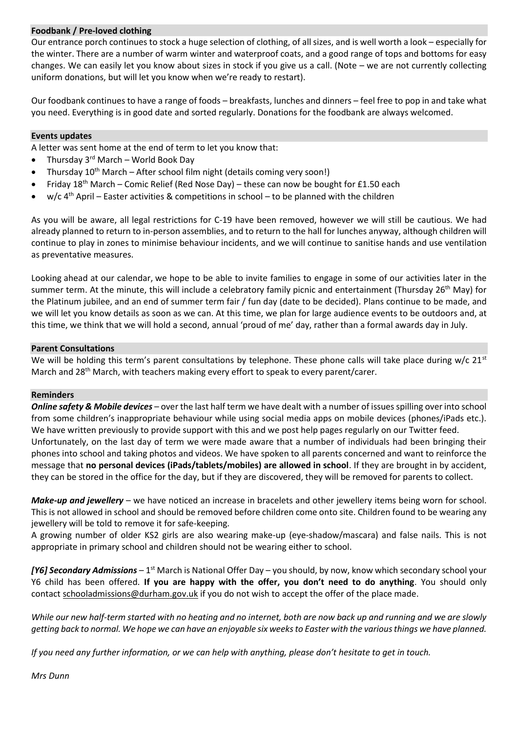## Foodbank / Pre-loved clothing

Our entrance porch continues to stock a huge selection of clothing, of all sizes, and is well worth a look – especially for the winter. There are a number of warm winter and waterproof coats, and a good range of tops and bottoms for easy changes. We can easily let you know about sizes in stock if you give us a call. (Note – we are not currently collecting uniform donations, but will let you know when we're ready to restart).

Our foodbank continues to have a range of foods – breakfasts, lunches and dinners – feel free to pop in and take what you need. Everything is in good date and sorted regularly. Donations for the foodbank are always welcomed.

## Events updates

A letter was sent home at the end of term to let you know that:

- Thursday 3rd March – World Book Day
- Thursday 10th March – After school film night (details coming very soon!)
- Friday 18th March – Comic Relief (Red Nose Day) – these can now be bought for £1.50 each
- w/c 4th April – Easter activities & competitions in school – to be planned with the children

As you will be aware, all legal restrictions for C-19 have been removed, however we will still be cautious. We had already planned to return to in-person assemblies, and to return to the hall for lunches anyway, although children will continue to play in zones to minimise behaviour incidents, and we will continue to sanitise hands and use ventilation as preventative measures.

Looking ahead at our calendar, we hope to be able to invite families to engage in some of our activities later in the summer term. At the minute, this will include a celebratory family picnic and entertainment (Thursday 26th May) for the Platinum jubilee, and an end of summer term fair / fun day (date to be decided). Plans continue to be made, and we will let you know details as soon as we can. At this time, we plan for large audience events to be outdoors and, at this time, we think that we will hold a second, annual 'proud of me' day, rather than a formal awards day in July.

## Parent Consultations

We will be holding this term's parent consultations by telephone. These phone calls will take place during w/c 21st March and 28th March, with teachers making every effort to speak to every parent/carer.

## Reminders

***Online safety & Mobile devices*** – over the last half term we have dealt with a number of issues spilling over into school from some children's inappropriate behaviour while using social media apps on mobile devices (phones/iPads etc.). We have written previously to provide support with this and we post help pages regularly on our Twitter feed.
Unfortunately, on the last day of term we were made aware that a number of individuals had been bringing their phones into school and taking photos and videos. We have spoken to all parents concerned and want to reinforce the message that **no personal devices (iPads/tablets/mobiles) are allowed in school**. If they are brought in by accident, they can be stored in the office for the day, but if they are discovered, they will be removed for parents to collect.

***Make-up and jewellery*** – we have noticed an increase in bracelets and other jewellery items being worn for school. This is not allowed in school and should be removed before children come onto site. Children found to be wearing any jewellery will be told to remove it for safe-keeping.
A growing number of older KS2 girls are also wearing make-up (eye-shadow/mascara) and false nails. This is not appropriate in primary school and children should not be wearing either to school.

***[Y6] Secondary Admissions*** – 1st March is National Offer Day – you should, by now, know which secondary school your Y6 child has been offered. **If you are happy with the offer, you don't need to do anything**. You should only contact schooladmissions@durham.gov.uk if you do not wish to accept the offer of the place made.

*While our new half-term started with no heating and no internet, both are now back up and running and we are slowly getting back to normal. We hope we can have an enjoyable six weeks to Easter with the various things we have planned.*

*If you need any further information, or we can help with anything, please don't hesitate to get in touch.*

*Mrs Dunn*